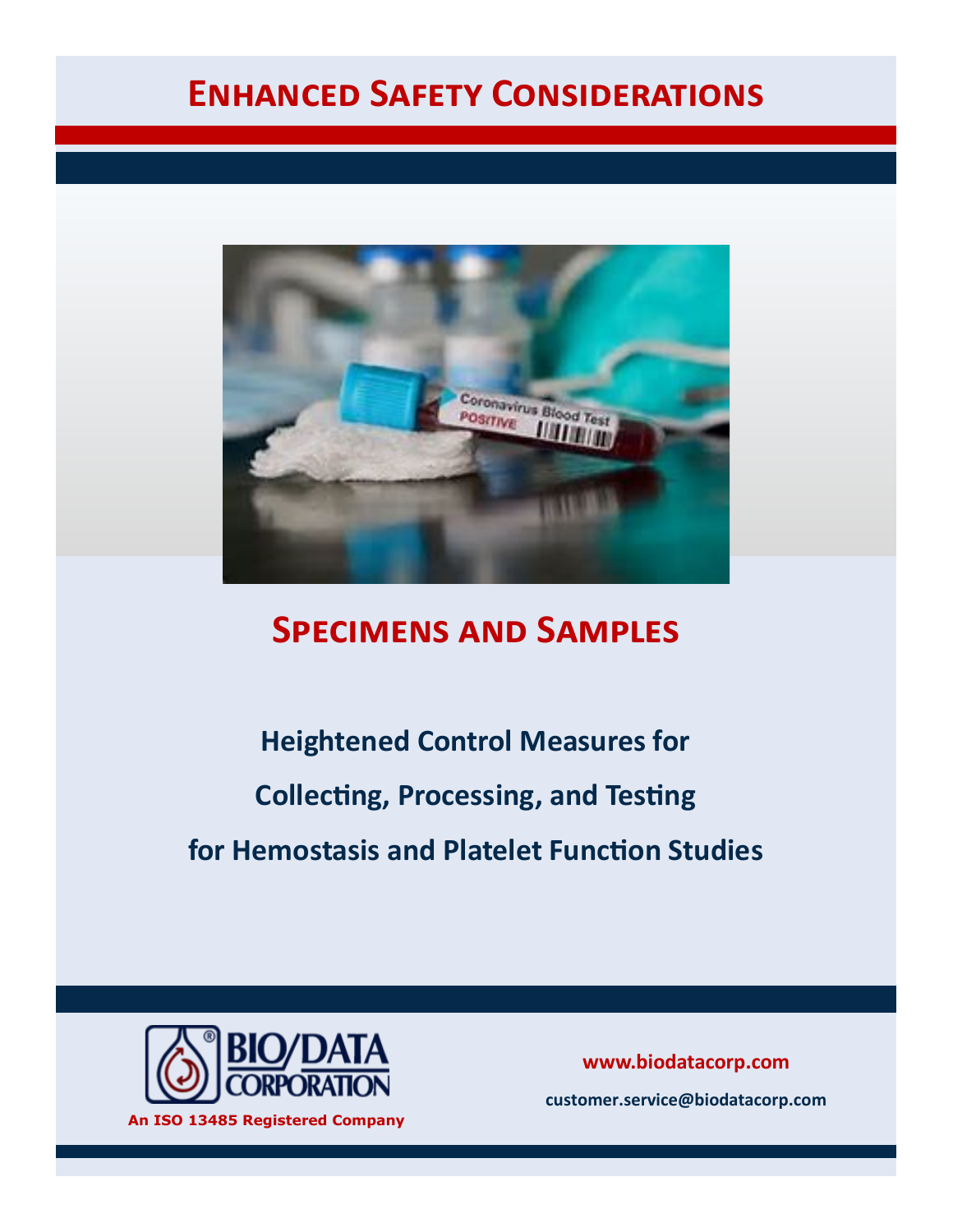# Enhanced Safety Considerations

## Specimens and Samples

**Heightened Control Measures for**

**Collecting, Processing, and Testing**

**for Hemostasis and Platelet Function Studies**

BIO/DATA CORPORATION

**An ISO 13485 Registered Company**

**www.biodatacorp.com**

**customer.service@biodatacorp.com**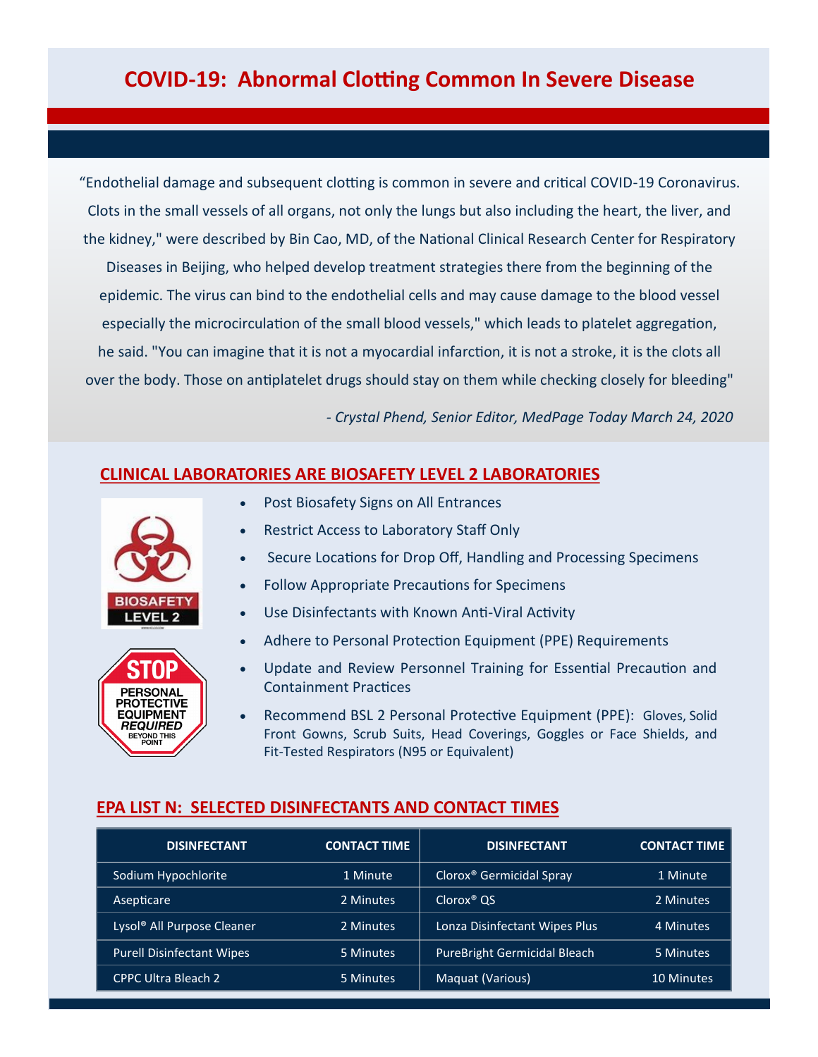# COVID-19: Abnormal Clotting Common In Severe Disease

"Endothelial damage and subsequent clotting is common in severe and critical COVID-19 Coronavirus. Clots in the small vessels of all organs, not only the lungs but also including the heart, the liver, and the kidney," were described by Bin Cao, MD, of the National Clinical Research Center for Respiratory Diseases in Beijing, who helped develop treatment strategies there from the beginning of the epidemic. The virus can bind to the endothelial cells and may cause damage to the blood vessel especially the microcirculation of the small blood vessels," which leads to platelet aggregation, he said. "You can imagine that it is not a myocardial infarction, it is not a stroke, it is the clots all over the body. Those on antiplatelet drugs should stay on them while checking closely for bleeding"

*- Crystal Phend, Senior Editor, MedPage Today March 24, 2020*

## CLINICAL LABORATORIES ARE BIOSAFETY LEVEL 2 LABORATORIES

BIOSAFETY LEVEL 2

STOP PERSONAL PROTECTIVE EQUIPMENT *REQUIRED* BEYOND THIS POINT

- Post Biosafety Signs on All Entrances
- Restrict Access to Laboratory Staff Only
- Secure Locations for Drop Off, Handling and Processing Specimens
- Follow Appropriate Precautions for Specimens
- Use Disinfectants with Known Anti-Viral Activity
- Adhere to Personal Protection Equipment (PPE) Requirements
- Update and Review Personnel Training for Essential Precaution and Containment Practices
- Recommend BSL 2 Personal Protective Equipment (PPE): Gloves, Solid Front Gowns, Scrub Suits, Head Coverings, Goggles or Face Shields, and Fit-Tested Respirators (N95 or Equivalent)

## EPA LIST N: SELECTED DISINFECTANTS AND CONTACT TIMES

| DISINFECTANT | CONTACT TIME | DISINFECTANT | CONTACT TIME |
|---|---|---|---|
| Sodium Hypochlorite | 1 Minute | Clorox® Germicidal Spray | 1 Minute |
| Asepticare | 2 Minutes | Clorox® QS | 2 Minutes |
| Lysol® All Purpose Cleaner | 2 Minutes | Lonza Disinfectant Wipes Plus | 4 Minutes |
| Purell Disinfectant Wipes | 5 Minutes | PureBright Germicidal Bleach | 5 Minutes |
| CPPC Ultra Bleach 2 | 5 Minutes | Maquat (Various) | 10 Minutes |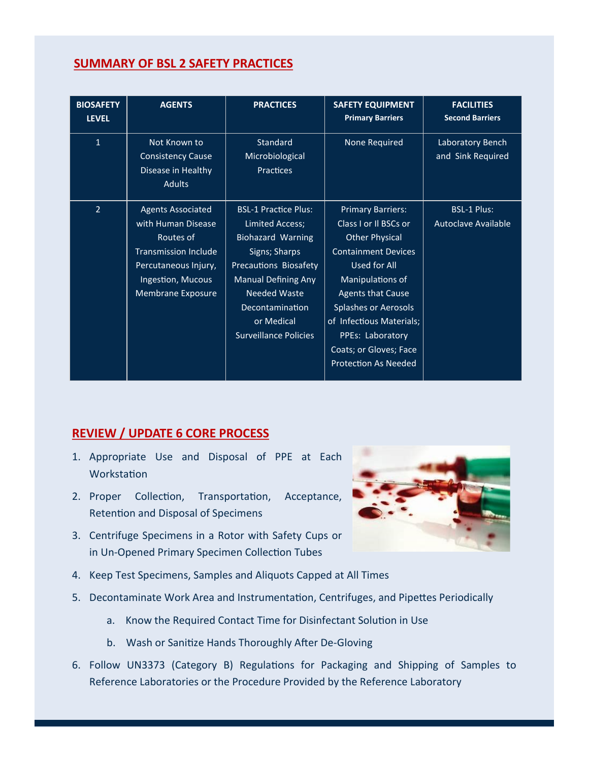## SUMMARY OF BSL 2 SAFETY PRACTICES

| BIOSAFETY LEVEL | AGENTS | PRACTICES | SAFETY EQUIPMENT Primary Barriers | FACILITIES Second Barriers |
|---|---|---|---|---|
| 1 | Not Known to Consistency Cause Disease in Healthy Adults | Standard Microbiological Practices | None Required | Laboratory Bench and Sink Required |
| 2 | Agents Associated with Human Disease Routes of Transmission Include Percutaneous Injury, Ingestion, Mucous Membrane Exposure | BSL-1 Practice Plus: Limited Access; Biohazard Warning Signs; Sharps Precautions Biosafety Manual Defining Any Needed Waste Decontamination or Medical Surveillance Policies | Primary Barriers: Class I or II BSCs or Other Physical Containment Devices Used for All Manipulations of Agents that Cause Splashes or Aerosols of Infectious Materials; PPEs: Laboratory Coats; or Gloves; Face Protection As Needed | BSL-1 Plus: Autoclave Available |

## REVIEW / UPDATE 6 CORE PROCESS

1. Appropriate Use and Disposal of PPE at Each Workstation
2. Proper Collection, Transportation, Acceptance, Retention and Disposal of Specimens
3. Centrifuge Specimens in a Rotor with Safety Cups or in Un-Opened Primary Specimen Collection Tubes
4. Keep Test Specimens, Samples and Aliquots Capped at All Times
5. Decontaminate Work Area and Instrumentation, Centrifuges, and Pipettes Periodically
    a. Know the Required Contact Time for Disinfectant Solution in Use
    b. Wash or Sanitize Hands Thoroughly After De-Gloving
6. Follow UN3373 (Category B) Regulations for Packaging and Shipping of Samples to Reference Laboratories or the Procedure Provided by the Reference Laboratory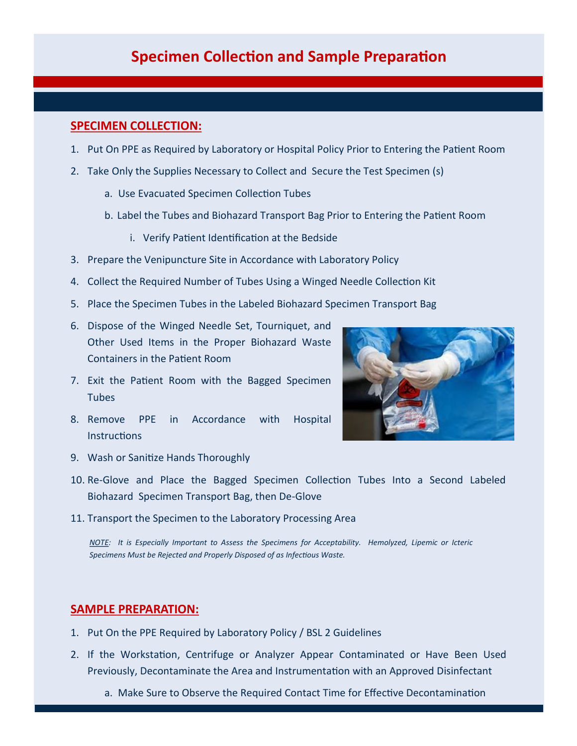# Specimen Collection and Sample Preparation

## SPECIMEN COLLECTION:

1. Put On PPE as Required by Laboratory or Hospital Policy Prior to Entering the Patient Room
2. Take Only the Supplies Necessary to Collect and Secure the Test Specimen (s)
   a. Use Evacuated Specimen Collection Tubes
   b. Label the Tubes and Biohazard Transport Bag Prior to Entering the Patient Room
      i. Verify Patient Identification at the Bedside
3. Prepare the Venipuncture Site in Accordance with Laboratory Policy
4. Collect the Required Number of Tubes Using a Winged Needle Collection Kit
5. Place the Specimen Tubes in the Labeled Biohazard Specimen Transport Bag
6. Dispose of the Winged Needle Set, Tourniquet, and Other Used Items in the Proper Biohazard Waste Containers in the Patient Room
7. Exit the Patient Room with the Bagged Specimen Tubes
8. Remove PPE in Accordance with Hospital Instructions
9. Wash or Sanitize Hands Thoroughly
10. Re-Glove and Place the Bagged Specimen Collection Tubes Into a Second Labeled Biohazard Specimen Transport Bag, then De-Glove
11. Transport the Specimen to the Laboratory Processing Area

*NOTE: It is Especially Important to Assess the Specimens for Acceptability. Hemolyzed, Lipemic or Icteric Specimens Must be Rejected and Properly Disposed of as Infectious Waste.*

## SAMPLE PREPARATION:

1. Put On the PPE Required by Laboratory Policy / BSL 2 Guidelines
2. If the Workstation, Centrifuge or Analyzer Appear Contaminated or Have Been Used Previously, Decontaminate the Area and Instrumentation with an Approved Disinfectant
   a. Make Sure to Observe the Required Contact Time for Effective Decontamination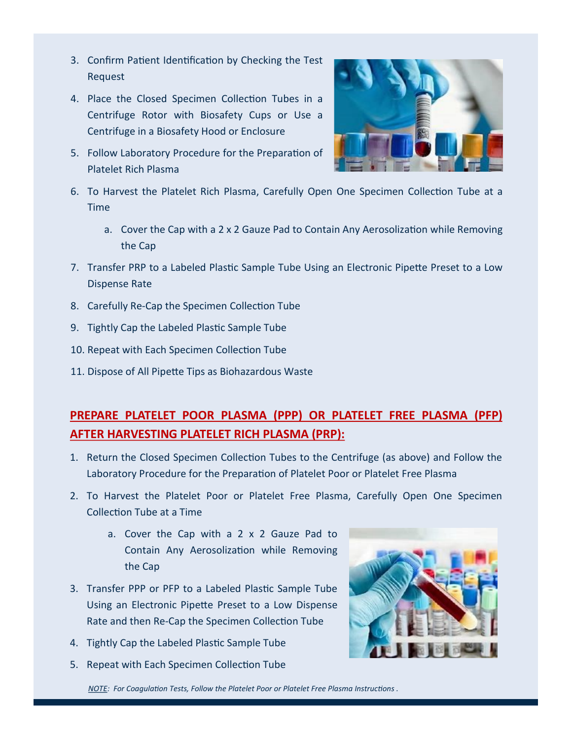3. Confirm Patient Identification by Checking the Test Request
4. Place the Closed Specimen Collection Tubes in a Centrifuge Rotor with Biosafety Cups or Use a Centrifuge in a Biosafety Hood or Enclosure
5. Follow Laboratory Procedure for the Preparation of Platelet Rich Plasma
6. To Harvest the Platelet Rich Plasma, Carefully Open One Specimen Collection Tube at a Time
   a. Cover the Cap with a 2 x 2 Gauze Pad to Contain Any Aerosolization while Removing the Cap
7. Transfer PRP to a Labeled Plastic Sample Tube Using an Electronic Pipette Preset to a Low Dispense Rate
8. Carefully Re-Cap the Specimen Collection Tube
9. Tightly Cap the Labeled Plastic Sample Tube
10. Repeat with Each Specimen Collection Tube
11. Dispose of All Pipette Tips as Biohazardous Waste

## PREPARE PLATELET POOR PLASMA (PPP) OR PLATELET FREE PLASMA (PFP) AFTER HARVESTING PLATELET RICH PLASMA (PRP):

1. Return the Closed Specimen Collection Tubes to the Centrifuge (as above) and Follow the Laboratory Procedure for the Preparation of Platelet Poor or Platelet Free Plasma
2. To Harvest the Platelet Poor or Platelet Free Plasma, Carefully Open One Specimen Collection Tube at a Time
   a. Cover the Cap with a 2 x 2 Gauze Pad to Contain Any Aerosolization while Removing the Cap
3. Transfer PPP or PFP to a Labeled Plastic Sample Tube Using an Electronic Pipette Preset to a Low Dispense Rate and then Re-Cap the Specimen Collection Tube
4. Tightly Cap the Labeled Plastic Sample Tube
5. Repeat with Each Specimen Collection Tube

*NOTE: For Coagulation Tests, Follow the Platelet Poor or Platelet Free Plasma Instructions .*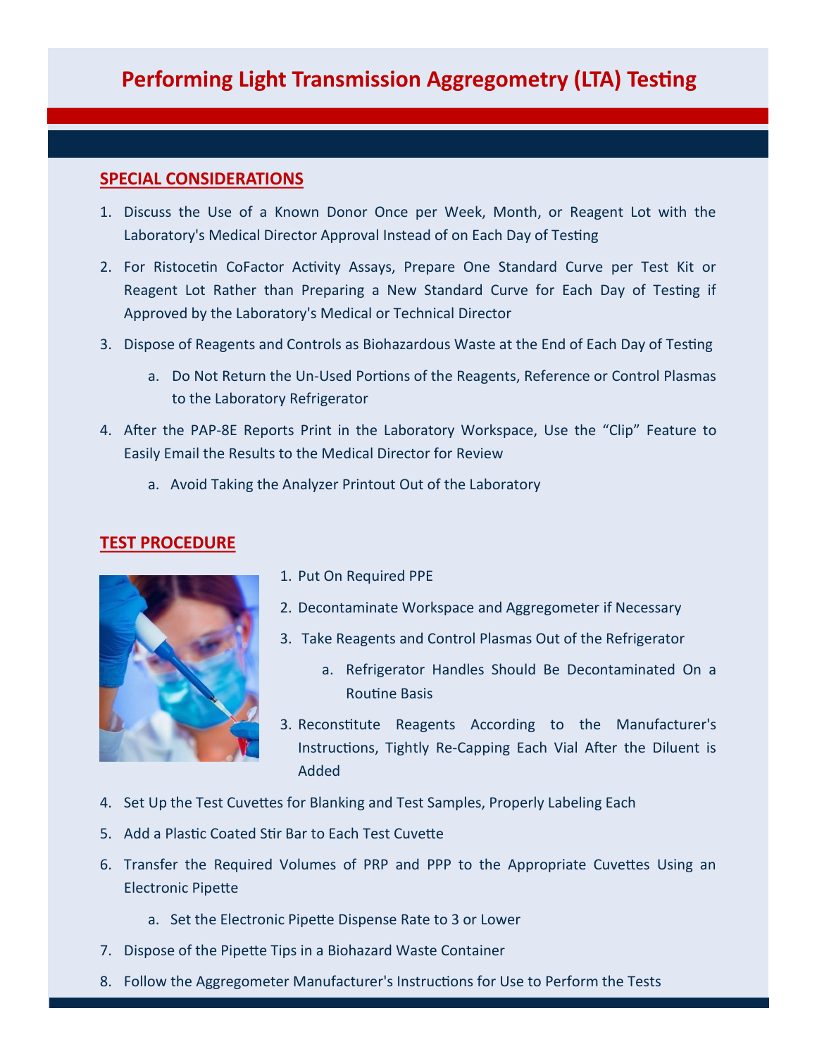# Performing Light Transmission Aggregometry (LTA) Testing

## SPECIAL CONSIDERATIONS

1. Discuss the Use of a Known Donor Once per Week, Month, or Reagent Lot with the Laboratory's Medical Director Approval Instead of on Each Day of Testing
2. For Ristocetin CoFactor Activity Assays, Prepare One Standard Curve per Test Kit or Reagent Lot Rather than Preparing a New Standard Curve for Each Day of Testing if Approved by the Laboratory's Medical or Technical Director
3. Dispose of Reagents and Controls as Biohazardous Waste at the End of Each Day of Testing
   a. Do Not Return the Un-Used Portions of the Reagents, Reference or Control Plasmas to the Laboratory Refrigerator
4. After the PAP-8E Reports Print in the Laboratory Workspace, Use the "Clip" Feature to Easily Email the Results to the Medical Director for Review
   a. Avoid Taking the Analyzer Printout Out of the Laboratory

## TEST PROCEDURE

1. Put On Required PPE
2. Decontaminate Workspace and Aggregometer if Necessary
3. Take Reagents and Control Plasmas Out of the Refrigerator
   a. Refrigerator Handles Should Be Decontaminated On a Routine Basis
3. Reconstitute Reagents According to the Manufacturer's Instructions, Tightly Re-Capping Each Vial After the Diluent is Added
4. Set Up the Test Cuvettes for Blanking and Test Samples, Properly Labeling Each
5. Add a Plastic Coated Stir Bar to Each Test Cuvette
6. Transfer the Required Volumes of PRP and PPP to the Appropriate Cuvettes Using an Electronic Pipette
   a. Set the Electronic Pipette Dispense Rate to 3 or Lower
7. Dispose of the Pipette Tips in a Biohazard Waste Container
8. Follow the Aggregometer Manufacturer's Instructions for Use to Perform the Tests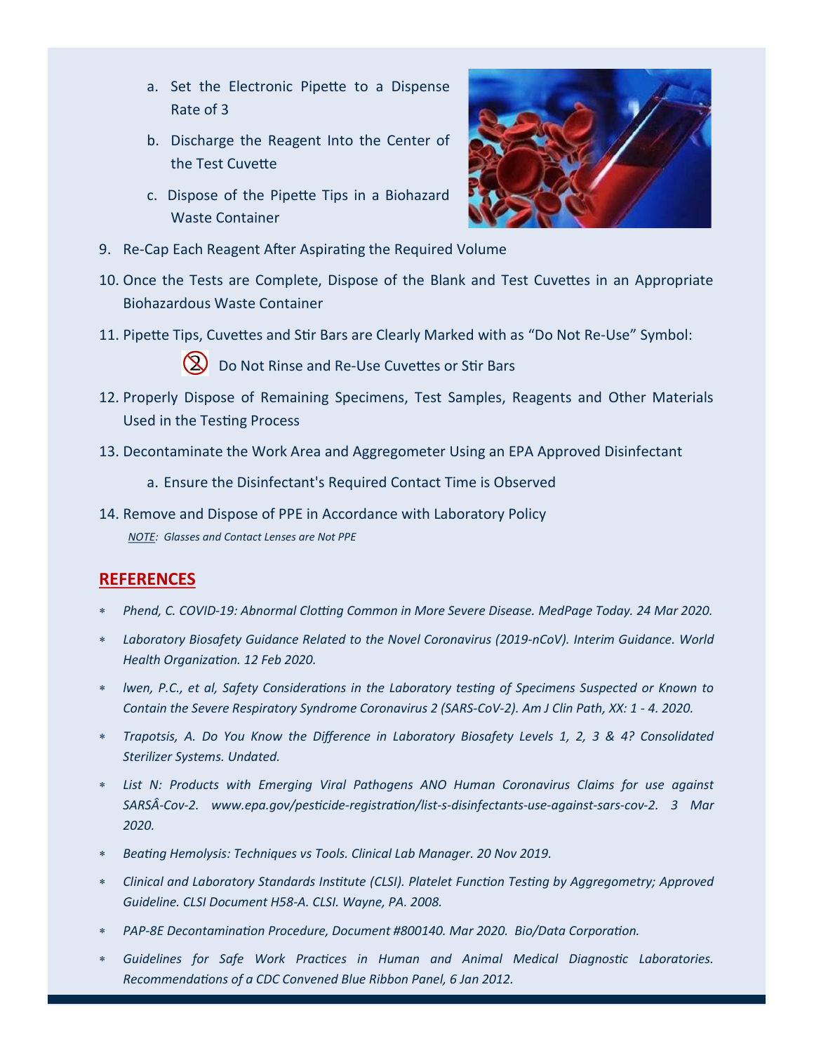a. Set the Electronic Pipette to a Dispense Rate of 3

b. Discharge the Reagent Into the Center of the Test Cuvette

c. Dispose of the Pipette Tips in a Biohazard Waste Container

9. Re-Cap Each Reagent After Aspirating the Required Volume
10. Once the Tests are Complete, Dispose of the Blank and Test Cuvettes in an Appropriate Biohazardous Waste Container
11. Pipette Tips, Cuvettes and Stir Bars are Clearly Marked with as “Do Not Re-Use” Symbol:

    Do Not Rinse and Re-Use Cuvettes or Stir Bars
12. Properly Dispose of Remaining Specimens, Test Samples, Reagents and Other Materials Used in the Testing Process
13. Decontaminate the Work Area and Aggregometer Using an EPA Approved Disinfectant

    a. Ensure the Disinfectant's Required Contact Time is Observed
14. Remove and Dispose of PPE in Accordance with Laboratory Policy

    *NOTE: Glasses and Contact Lenses are Not PPE*

## REFERENCES

- *Phend, C. COVID-19: Abnormal Clotting Common in More Severe Disease. MedPage Today. 24 Mar 2020.*
- *Laboratory Biosafety Guidance Related to the Novel Coronavirus (2019-nCoV). Interim Guidance. World Health Organization. 12 Feb 2020.*
- *lwen, P.C., et al, Safety Considerations in the Laboratory testing of Specimens Suspected or Known to Contain the Severe Respiratory Syndrome Coronavirus 2 (SARS-CoV-2). Am J Clin Path, XX: 1 - 4. 2020.*
- *Trapotsis, A. Do You Know the Difference in Laboratory Biosafety Levels 1, 2, 3 & 4? Consolidated Sterilizer Systems. Undated.*
- *List N: Products with Emerging Viral Pathogens ANO Human Coronavirus Claims for use against SARSÂ-Cov-2. www.epa.gov/pesticide-registration/list-s-disinfectants-use-against-sars-cov-2. 3 Mar 2020.*
- *Beating Hemolysis: Techniques vs Tools. Clinical Lab Manager. 20 Nov 2019.*
- *Clinical and Laboratory Standards Institute (CLSI). Platelet Function Testing by Aggregometry; Approved Guideline. CLSI Document H58-A. CLSI. Wayne, PA. 2008.*
- *PAP-8E Decontamination Procedure, Document #800140. Mar 2020. Bio/Data Corporation.*
- *Guidelines for Safe Work Practices in Human and Animal Medical Diagnostic Laboratories. Recommendations of a CDC Convened Blue Ribbon Panel, 6 Jan 2012.*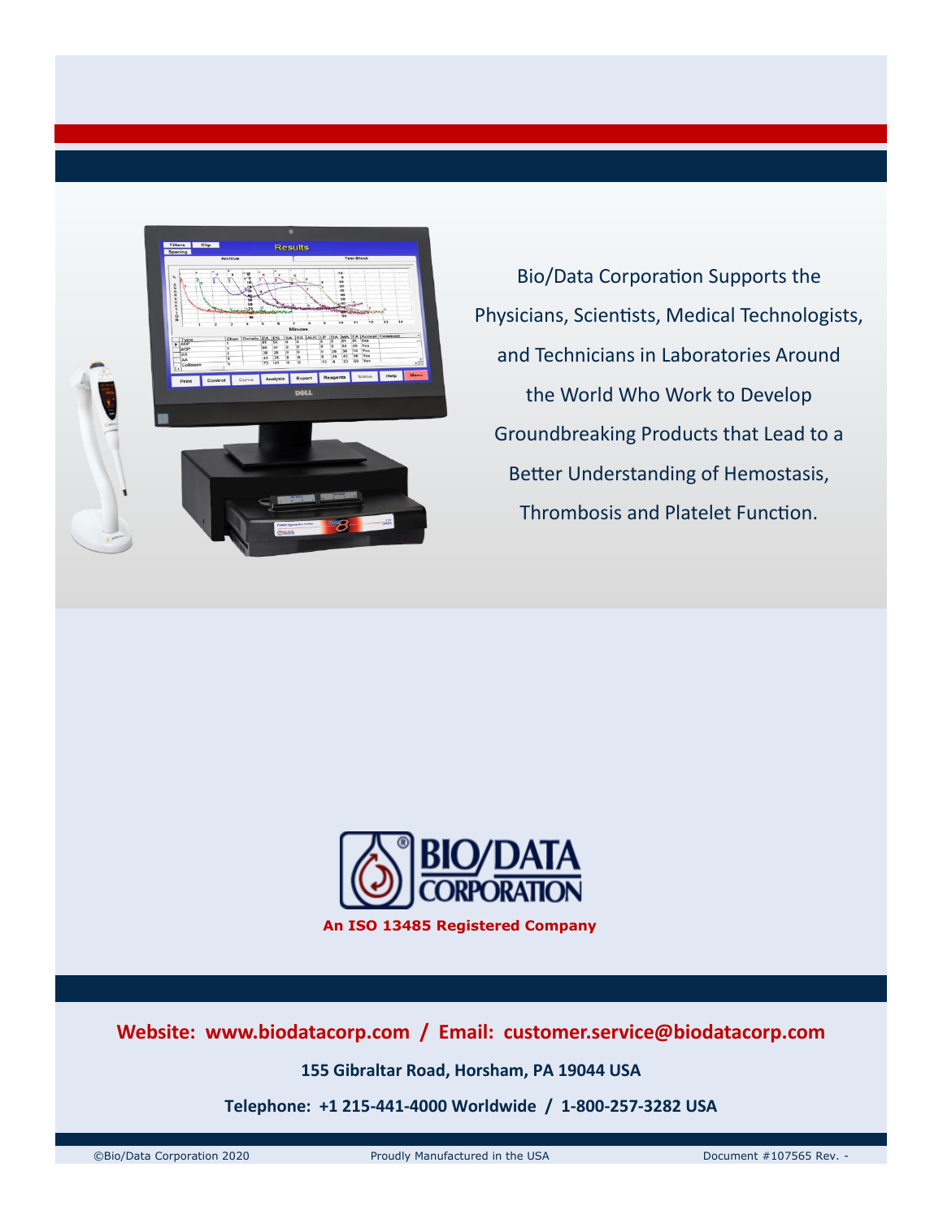Bio/Data Corporation Supports the Physicians, Scientists, Medical Technologists, and Technicians in Laboratories Around the World Who Work to Develop Groundbreaking Products that Lead to a Better Understanding of Hemostasis, Thrombosis and Platelet Function.

BIO/DATA CORPORATION

**An ISO 13485 Registered Company**

**Website: www.biodatacorp.com / Email: customer.service@biodatacorp.com**

**155 Gibraltar Road, Horsham, PA 19044 USA**

**Telephone: +1 215-441-4000 Worldwide / 1-800-257-3282 USA**

©Bio/Data Corporation 2020 Proudly Manufactured in the USA Document #107565 Rev. -